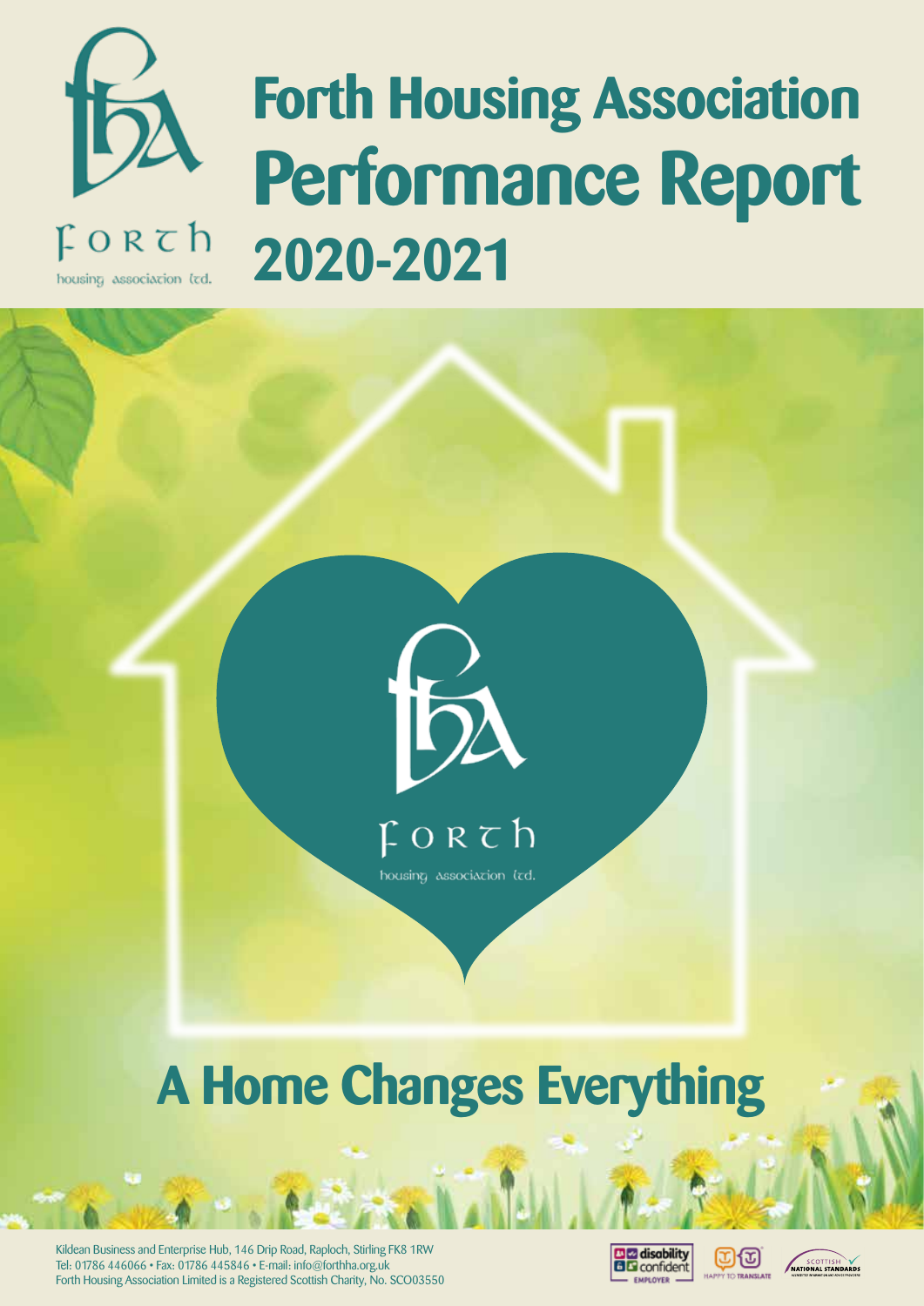# Forth Housing Association Performance Report 2020-2021

Forth housing association ltd.

## A Home Changes Everything

Kildean Business and Enterprise Hub, 146 Drip Road, Raploch, Stirling FK8 1RW
Tel: 01786 446066 • Fax: 01786 445846 • E-mail: info@forthha.org.uk
Forth Housing Association Limited is a Registered Scottish Charity, No. SCO03550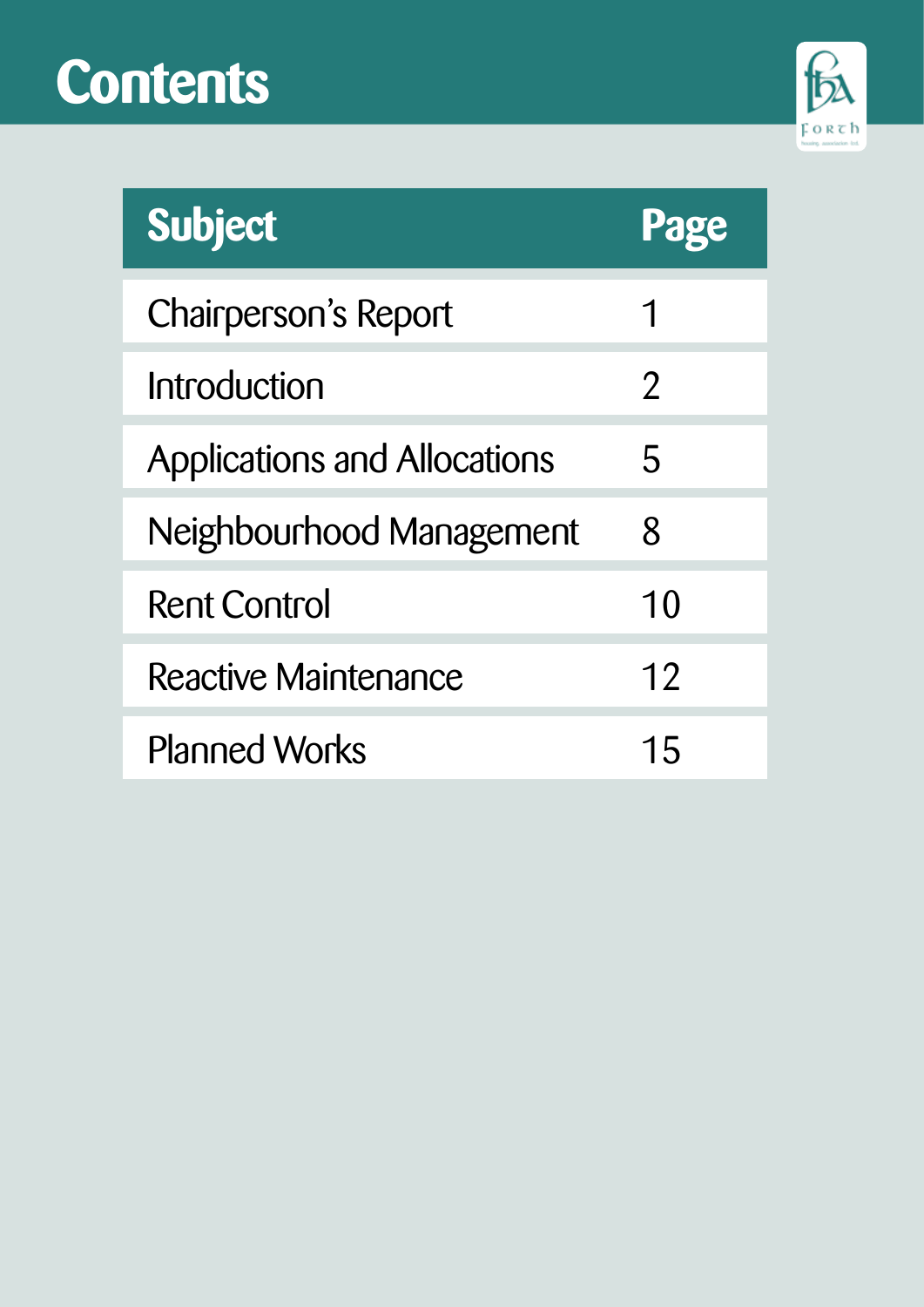# Contents

| Subject | Page |
|---|---|
| Chairperson’s Report | 1 |
| Introduction | 2 |
| Applications and Allocations | 5 |
| Neighbourhood Management | 8 |
| Rent Control | 10 |
| Reactive Maintenance | 12 |
| Planned Works | 15 |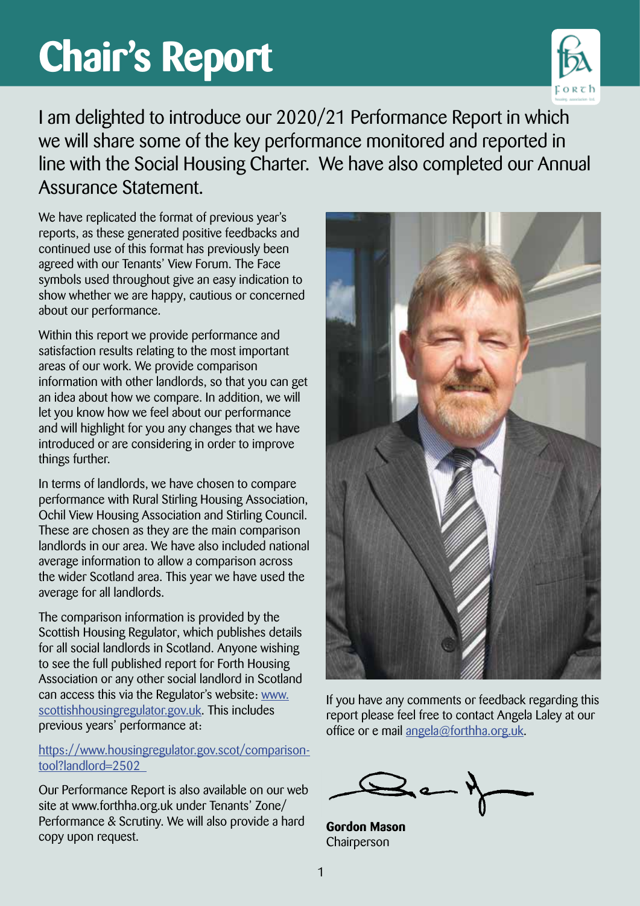# Chair's Report

I am delighted to introduce our 2020/21 Performance Report in which we will share some of the key performance monitored and reported in line with the Social Housing Charter. We have also completed our Annual Assurance Statement.

We have replicated the format of previous year's reports, as these generated positive feedbacks and continued use of this format has previously been agreed with our Tenants' View Forum. The Face symbols used throughout give an easy indication to show whether we are happy, cautious or concerned about our performance.

Within this report we provide performance and satisfaction results relating to the most important areas of our work. We provide comparison information with other landlords, so that you can get an idea about how we compare. In addition, we will let you know how we feel about our performance and will highlight for you any changes that we have introduced or are considering in order to improve things further.

In terms of landlords, we have chosen to compare performance with Rural Stirling Housing Association, Ochil View Housing Association and Stirling Council. These are chosen as they are the main comparison landlords in our area. We have also included national average information to allow a comparison across the wider Scotland area. This year we have used the average for all landlords.

The comparison information is provided by the Scottish Housing Regulator, which publishes details for all social landlords in Scotland. Anyone wishing to see the full published report for Forth Housing Association or any other social landlord in Scotland can access this via the Regulator's website: www.scottishhousingregulator.gov.uk. This includes previous years' performance at:

https://www.housingregulator.gov.scot/comparison-tool?landlord=2502

Our Performance Report is also available on our web site at www.forthha.org.uk under Tenants' Zone/ Performance & Scrutiny. We will also provide a hard copy upon request.

If you have any comments or feedback regarding this report please feel free to contact Angela Laley at our office or e mail angela@forthha.org.uk.

**Gordon Mason**
Chairperson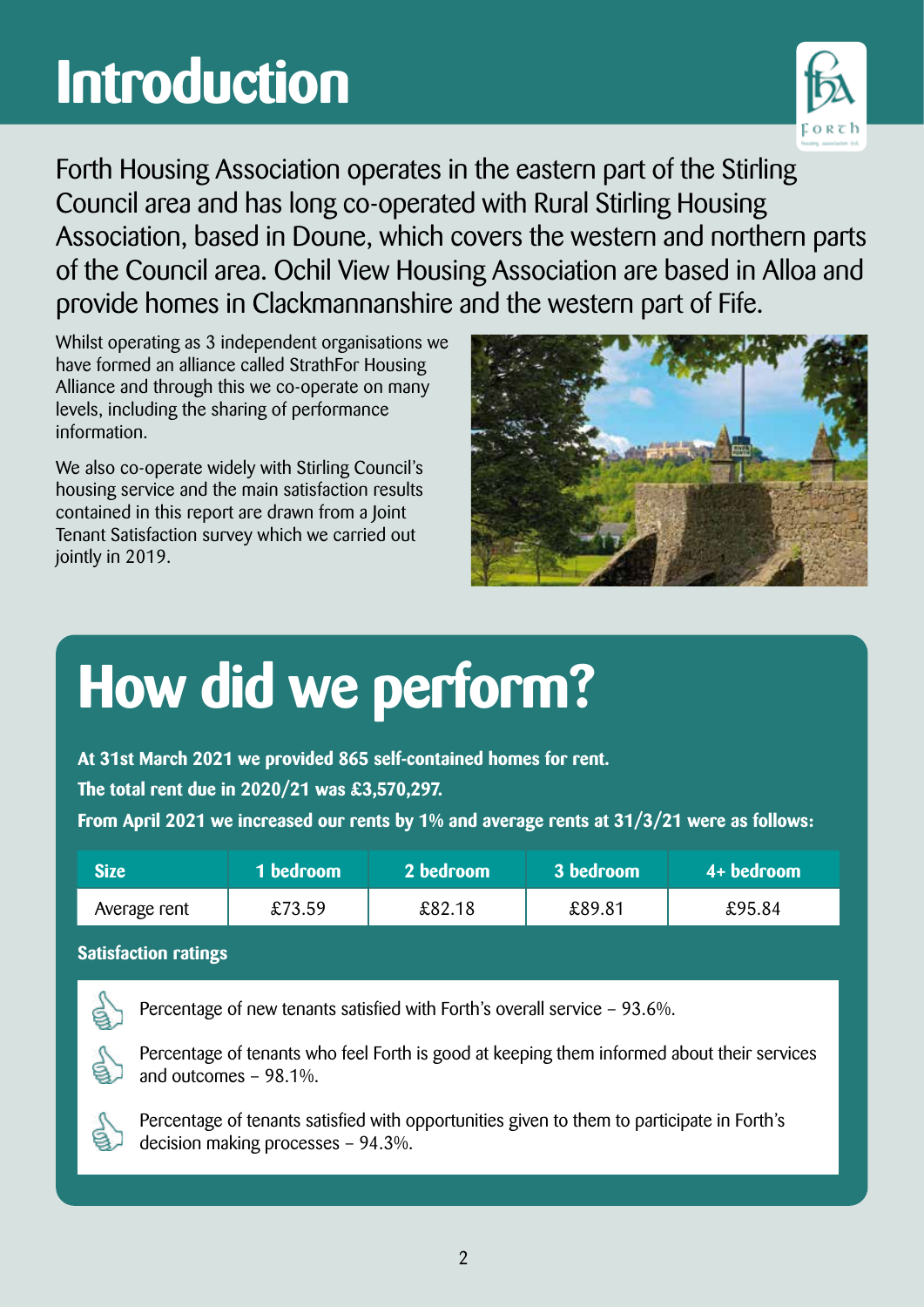# Introduction

Forth Housing Association operates in the eastern part of the Stirling Council area and has long co-operated with Rural Stirling Housing Association, based in Doune, which covers the western and northern parts of the Council area. Ochil View Housing Association are based in Alloa and provide homes in Clackmannanshire and the western part of Fife.

Whilst operating as 3 independent organisations we have formed an alliance called StrathFor Housing Alliance and through this we co-operate on many levels, including the sharing of performance information.

We also co-operate widely with Stirling Council's housing service and the main satisfaction results contained in this report are drawn from a Joint Tenant Satisfaction survey which we carried out jointly in 2019.

# How did we perform?

**At 31st March 2021 we provided 865 self-contained homes for rent.**

**The total rent due in 2020/21 was £3,570,297.**

**From April 2021 we increased our rents by 1% and average rents at 31/3/21 were as follows:**

| Size | 1 bedroom | 2 bedroom | 3 bedroom | 4+ bedroom |
|---|---|---|---|---|
| Average rent | £73.59 | £82.18 | £89.81 | £95.84 |

**Satisfaction ratings**

- Percentage of new tenants satisfied with Forth's overall service – 93.6%.
- Percentage of tenants who feel Forth is good at keeping them informed about their services and outcomes – 98.1%.
- Percentage of tenants satisfied with opportunities given to them to participate in Forth's decision making processes – 94.3%.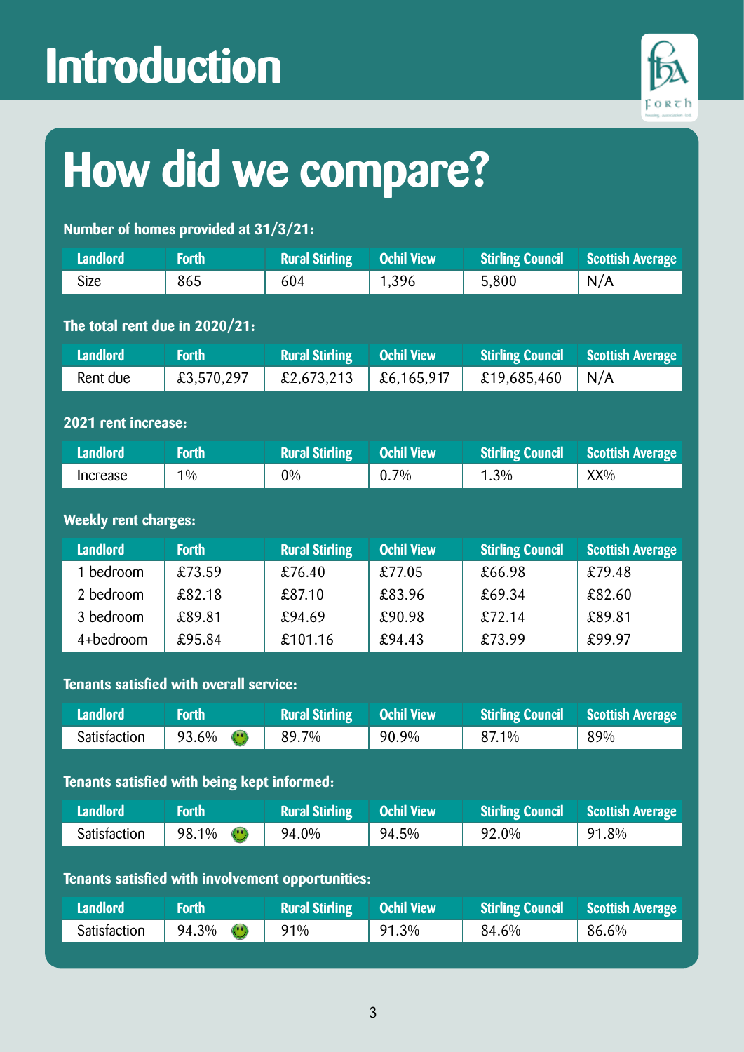# Introduction

## How did we compare?

**Number of homes provided at 31/3/21:**

| Landlord | Forth | Rural Stirling | Ochil View | Stirling Council | Scottish Average |
|---|---|---|---|---|---|
| Size | 865 | 604 | 1,396 | 5,800 | N/A |

**The total rent due in 2020/21:**

| Landlord | Forth | Rural Stirling | Ochil View | Stirling Council | Scottish Average |
|---|---|---|---|---|---|
| Rent due | £3,570,297 | £2,673,213 | £6,165,917 | £19,685,460 | N/A |

**2021 rent increase:**

| Landlord | Forth | Rural Stirling | Ochil View | Stirling Council | Scottish Average |
|---|---|---|---|---|---|
| Increase | 1% | 0% | 0.7% | 1.3% | XX% |

**Weekly rent charges:**

| Landlord | Forth | Rural Stirling | Ochil View | Stirling Council | Scottish Average |
|---|---|---|---|---|---|
| 1 bedroom | £73.59 | £76.40 | £77.05 | £66.98 | £79.48 |
| 2 bedroom | £82.18 | £87.10 | £83.96 | £69.34 | £82.60 |
| 3 bedroom | £89.81 | £94.69 | £90.98 | £72.14 | £89.81 |
| 4+bedroom | £95.84 | £101.16 | £94.43 | £73.99 | £99.97 |

**Tenants satisfied with overall service:**

| Landlord | Forth | Rural Stirling | Ochil View | Stirling Council | Scottish Average |
|---|---|---|---|---|---|
| Satisfaction | 93.6% | 89.7% | 90.9% | 87.1% | 89% |

**Tenants satisfied with being kept informed:**

| Landlord | Forth | Rural Stirling | Ochil View | Stirling Council | Scottish Average |
|---|---|---|---|---|---|
| Satisfaction | 98.1% | 94.0% | 94.5% | 92.0% | 91.8% |

**Tenants satisfied with involvement opportunities:**

| Landlord | Forth | Rural Stirling | Ochil View | Stirling Council | Scottish Average |
|---|---|---|---|---|---|
| Satisfaction | 94.3% | 91% | 91.3% | 84.6% | 86.6% |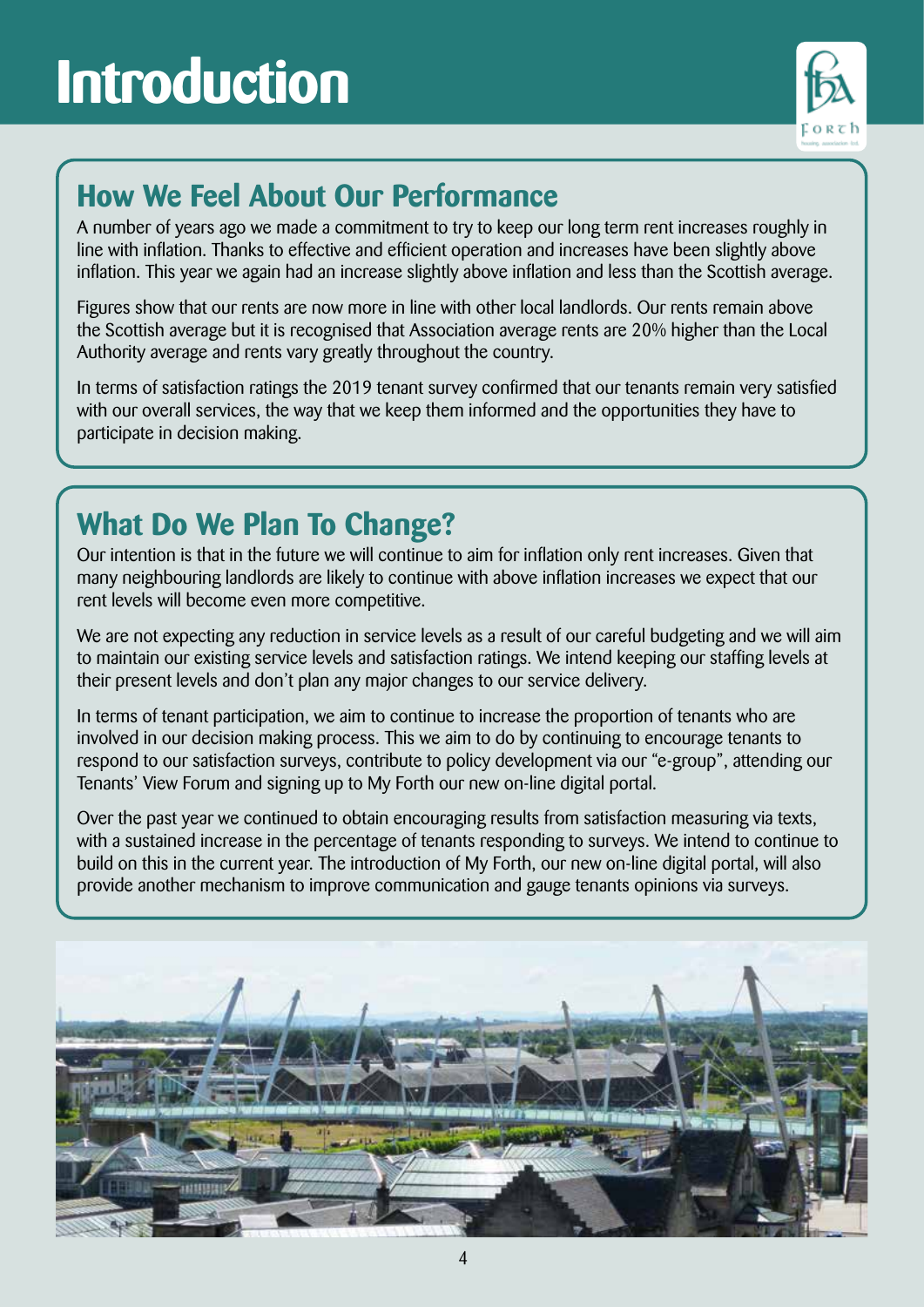# Introduction

## How We Feel About Our Performance

A number of years ago we made a commitment to try to keep our long term rent increases roughly in line with inflation. Thanks to effective and efficient operation and increases have been slightly above inflation. This year we again had an increase slightly above inflation and less than the Scottish average.

Figures show that our rents are now more in line with other local landlords. Our rents remain above the Scottish average but it is recognised that Association average rents are 20% higher than the Local Authority average and rents vary greatly throughout the country.

In terms of satisfaction ratings the 2019 tenant survey confirmed that our tenants remain very satisfied with our overall services, the way that we keep them informed and the opportunities they have to participate in decision making.

## What Do We Plan To Change?

Our intention is that in the future we will continue to aim for inflation only rent increases. Given that many neighbouring landlords are likely to continue with above inflation increases we expect that our rent levels will become even more competitive.

We are not expecting any reduction in service levels as a result of our careful budgeting and we will aim to maintain our existing service levels and satisfaction ratings. We intend keeping our staffing levels at their present levels and don't plan any major changes to our service delivery.

In terms of tenant participation, we aim to continue to increase the proportion of tenants who are involved in our decision making process. This we aim to do by continuing to encourage tenants to respond to our satisfaction surveys, contribute to policy development via our "e-group", attending our Tenants' View Forum and signing up to My Forth our new on-line digital portal.

Over the past year we continued to obtain encouraging results from satisfaction measuring via texts, with a sustained increase in the percentage of tenants responding to surveys. We intend to continue to build on this in the current year. The introduction of My Forth, our new on-line digital portal, will also provide another mechanism to improve communication and gauge tenants opinions via surveys.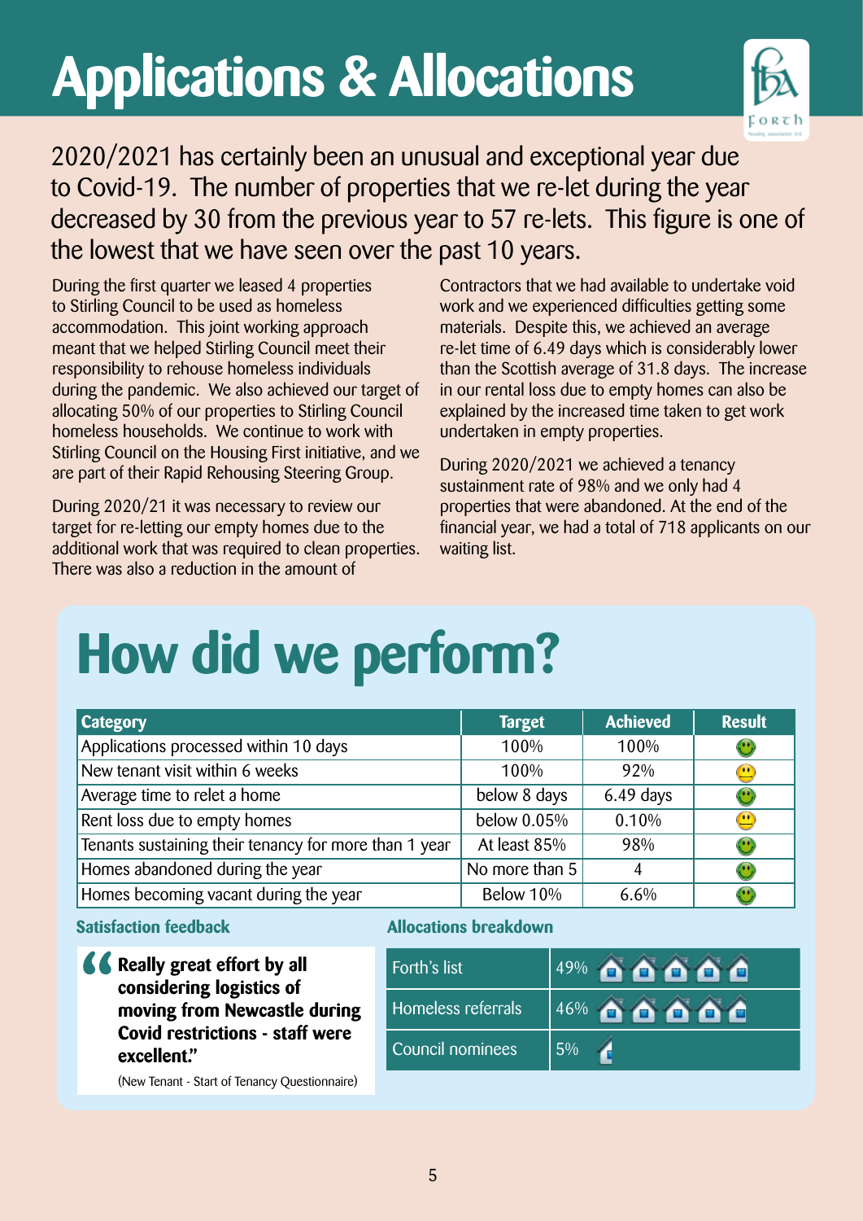# Applications & Allocations

2020/2021 has certainly been an unusual and exceptional year due to Covid-19. The number of properties that we re-let during the year decreased by 30 from the previous year to 57 re-lets. This figure is one of the lowest that we have seen over the past 10 years.

During the first quarter we leased 4 properties to Stirling Council to be used as homeless accommodation. This joint working approach meant that we helped Stirling Council meet their responsibility to rehouse homeless individuals during the pandemic. We also achieved our target of allocating 50% of our properties to Stirling Council homeless households. We continue to work with Stirling Council on the Housing First initiative, and we are part of their Rapid Rehousing Steering Group.

During 2020/21 it was necessary to review our target for re-letting our empty homes due to the additional work that was required to clean properties. There was also a reduction in the amount of Contractors that we had available to undertake void work and we experienced difficulties getting some materials. Despite this, we achieved an average re-let time of 6.49 days which is considerably lower than the Scottish average of 31.8 days. The increase in our rental loss due to empty homes can also be explained by the increased time taken to get work undertaken in empty properties.

During 2020/2021 we achieved a tenancy sustainment rate of 98% and we only had 4 properties that were abandoned. At the end of the financial year, we had a total of 718 applicants on our waiting list.

## How did we perform?

| Category | Target | Achieved | Result |
|---|---|---|---|
| Applications processed within 10 days | 100% | 100% | 🙂 |
| New tenant visit within 6 weeks | 100% | 92% | 😐 |
| Average time to relet a home | below 8 days | 6.49 days | 🙂 |
| Rent loss due to empty homes | below 0.05% | 0.10% | 😐 |
| Tenants sustaining their tenancy for more than 1 year | At least 85% | 98% | 🙂 |
| Homes abandoned during the year | No more than 5 | 4 | 🙂 |
| Homes becoming vacant during the year | Below 10% | 6.6% | 🙂 |

### Satisfaction feedback

> **“Really great effort by all considering logistics of moving from Newcastle during Covid restrictions - staff were excellent.”**
>
> (New Tenant - Start of Tenancy Questionnaire)

### Allocations breakdown

| | |
|---|---|
| Forth's list | 49% |
| Homeless referrals | 46% |
| Council nominees | 5% |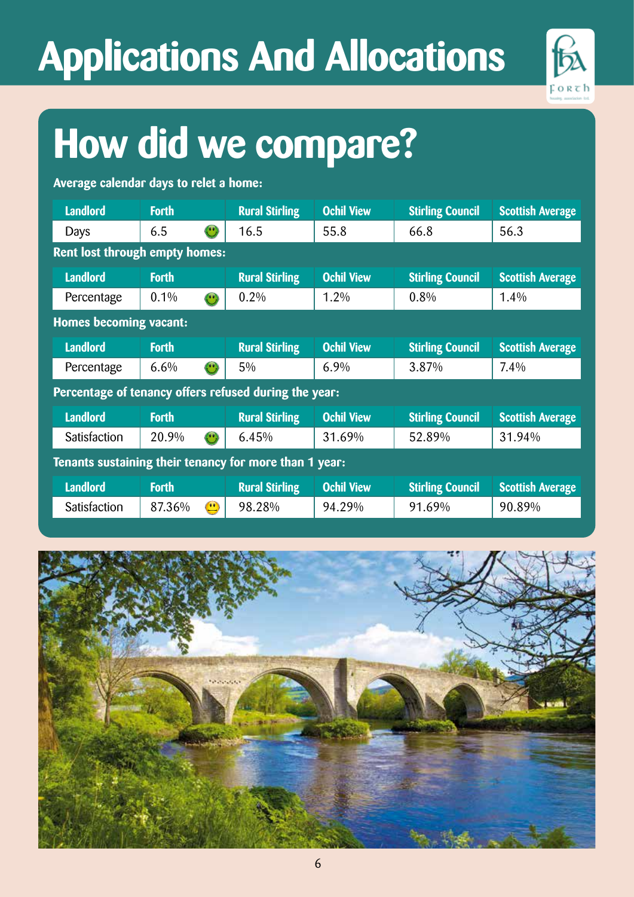# Applications And Allocations

## How did we compare?

**Average calendar days to relet a home:**

| Landlord | Forth | Rural Stirling | Ochil View | Stirling Council | Scottish Average |
|---|---|---|---|---|---|
| Days | 6.5 | 16.5 | 55.8 | 66.8 | 56.3 |

**Rent lost through empty homes:**

| Landlord | Forth | Rural Stirling | Ochil View | Stirling Council | Scottish Average |
|---|---|---|---|---|---|
| Percentage | 0.1% | 0.2% | 1.2% | 0.8% | 1.4% |

**Homes becoming vacant:**

| Landlord | Forth | Rural Stirling | Ochil View | Stirling Council | Scottish Average |
|---|---|---|---|---|---|
| Percentage | 6.6% | 5% | 6.9% | 3.87% | 7.4% |

**Percentage of tenancy offers refused during the year:**

| Landlord | Forth | Rural Stirling | Ochil View | Stirling Council | Scottish Average |
|---|---|---|---|---|---|
| Satisfaction | 20.9% | 6.45% | 31.69% | 52.89% | 31.94% |

**Tenants sustaining their tenancy for more than 1 year:**

| Landlord | Forth | Rural Stirling | Ochil View | Stirling Council | Scottish Average |
|---|---|---|---|---|---|
| Satisfaction | 87.36% | 98.28% | 94.29% | 91.69% | 90.89% |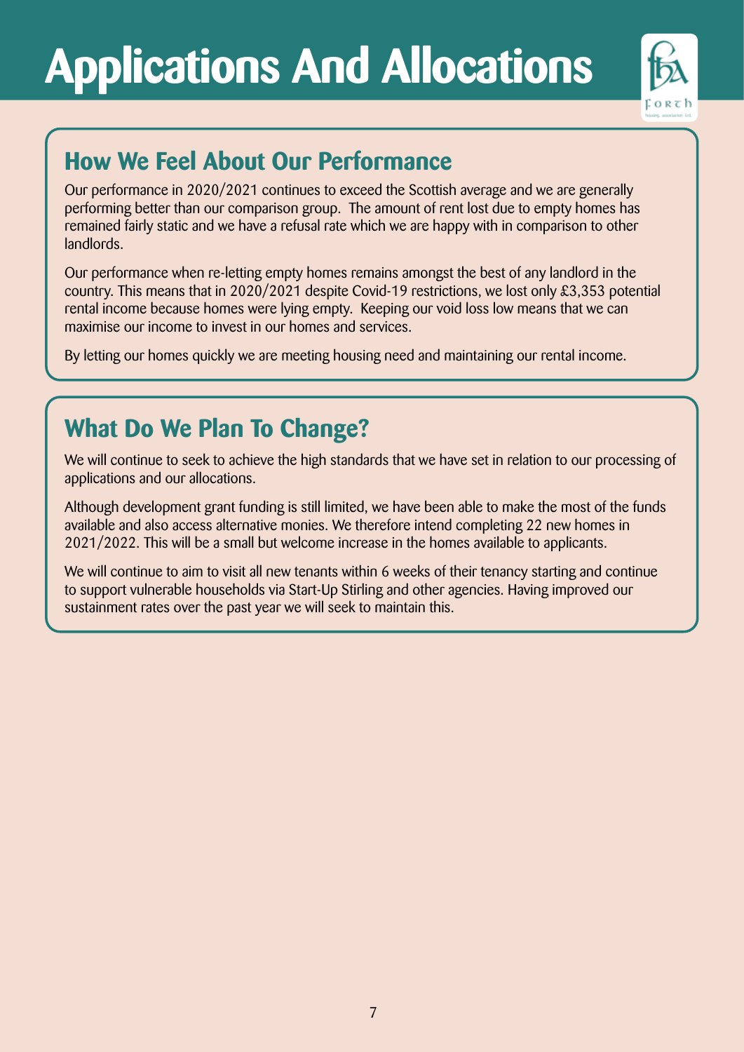# Applications And Allocations

## How We Feel About Our Performance

Our performance in 2020/2021 continues to exceed the Scottish average and we are generally performing better than our comparison group. The amount of rent lost due to empty homes has remained fairly static and we have a refusal rate which we are happy with in comparison to other landlords.

Our performance when re-letting empty homes remains amongst the best of any landlord in the country. This means that in 2020/2021 despite Covid-19 restrictions, we lost only £3,353 potential rental income because homes were lying empty. Keeping our void loss low means that we can maximise our income to invest in our homes and services.

By letting our homes quickly we are meeting housing need and maintaining our rental income.

## What Do We Plan To Change?

We will continue to seek to achieve the high standards that we have set in relation to our processing of applications and our allocations.

Although development grant funding is still limited, we have been able to make the most of the funds available and also access alternative monies. We therefore intend completing 22 new homes in 2021/2022. This will be a small but welcome increase in the homes available to applicants.

We will continue to aim to visit all new tenants within 6 weeks of their tenancy starting and continue to support vulnerable households via Start-Up Stirling and other agencies. Having improved our sustainment rates over the past year we will seek to maintain this.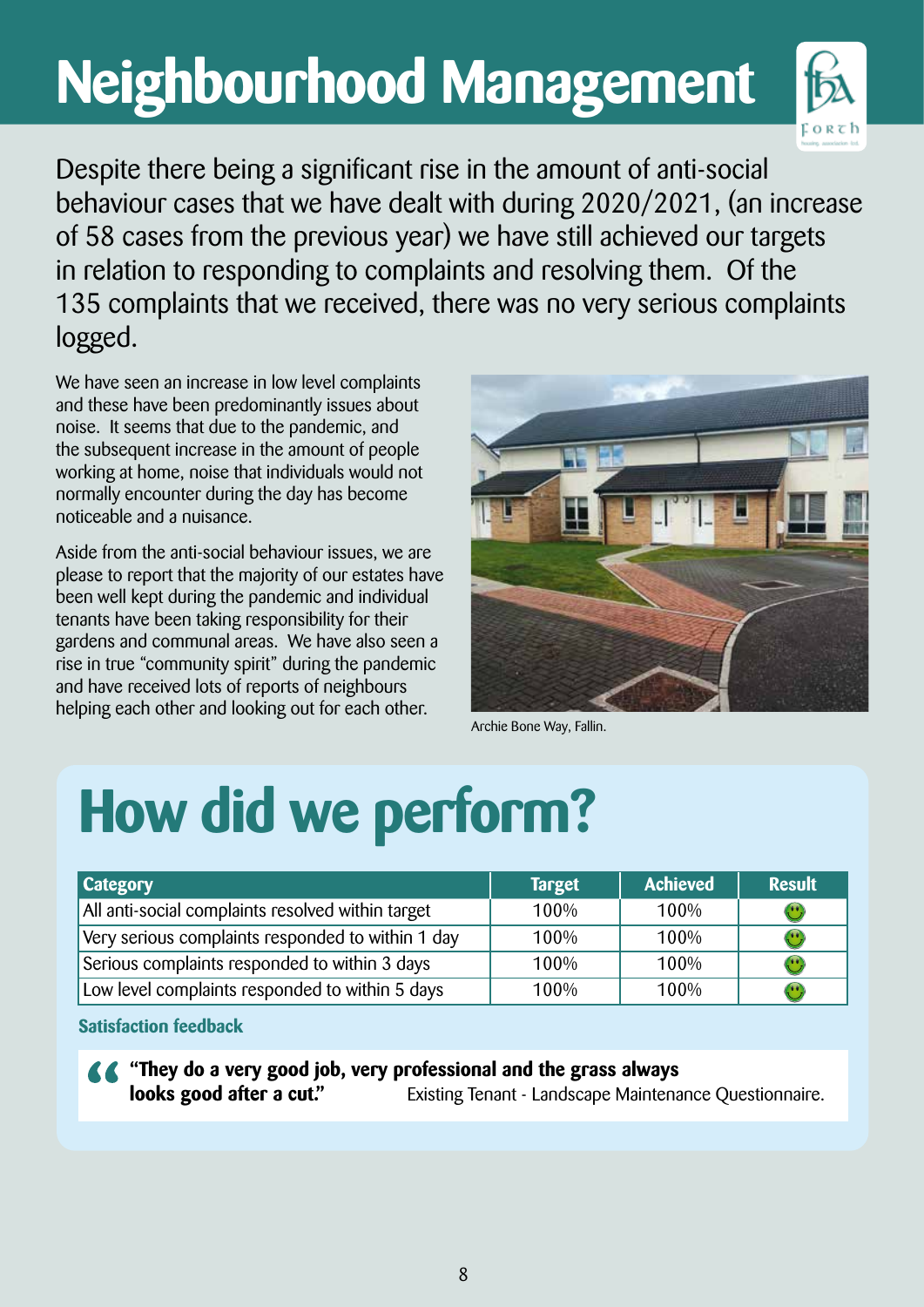# Neighbourhood Management

Despite there being a significant rise in the amount of anti-social behaviour cases that we have dealt with during 2020/2021, (an increase of 58 cases from the previous year) we have still achieved our targets in relation to responding to complaints and resolving them. Of the 135 complaints that we received, there was no very serious complaints logged.

We have seen an increase in low level complaints and these have been predominantly issues about noise. It seems that due to the pandemic, and the subsequent increase in the amount of people working at home, noise that individuals would not normally encounter during the day has become noticeable and a nuisance.

Aside from the anti-social behaviour issues, we are please to report that the majority of our estates have been well kept during the pandemic and individual tenants have been taking responsibility for their gardens and communal areas. We have also seen a rise in true "community spirit" during the pandemic and have received lots of reports of neighbours helping each other and looking out for each other.

Archie Bone Way, Fallin.

## How did we perform?

| Category | Target | Achieved | Result |
|---|---|---|---|
| All anti-social complaints resolved within target | 100% | 100% | ☺ |
| Very serious complaints responded to within 1 day | 100% | 100% | ☺ |
| Serious complaints responded to within 3 days | 100% | 100% | ☺ |
| Low level complaints responded to within 5 days | 100% | 100% | ☺ |

**Satisfaction feedback**

**"They do a very good job, very professional and the grass always looks good after a cut."** Existing Tenant - Landscape Maintenance Questionnaire.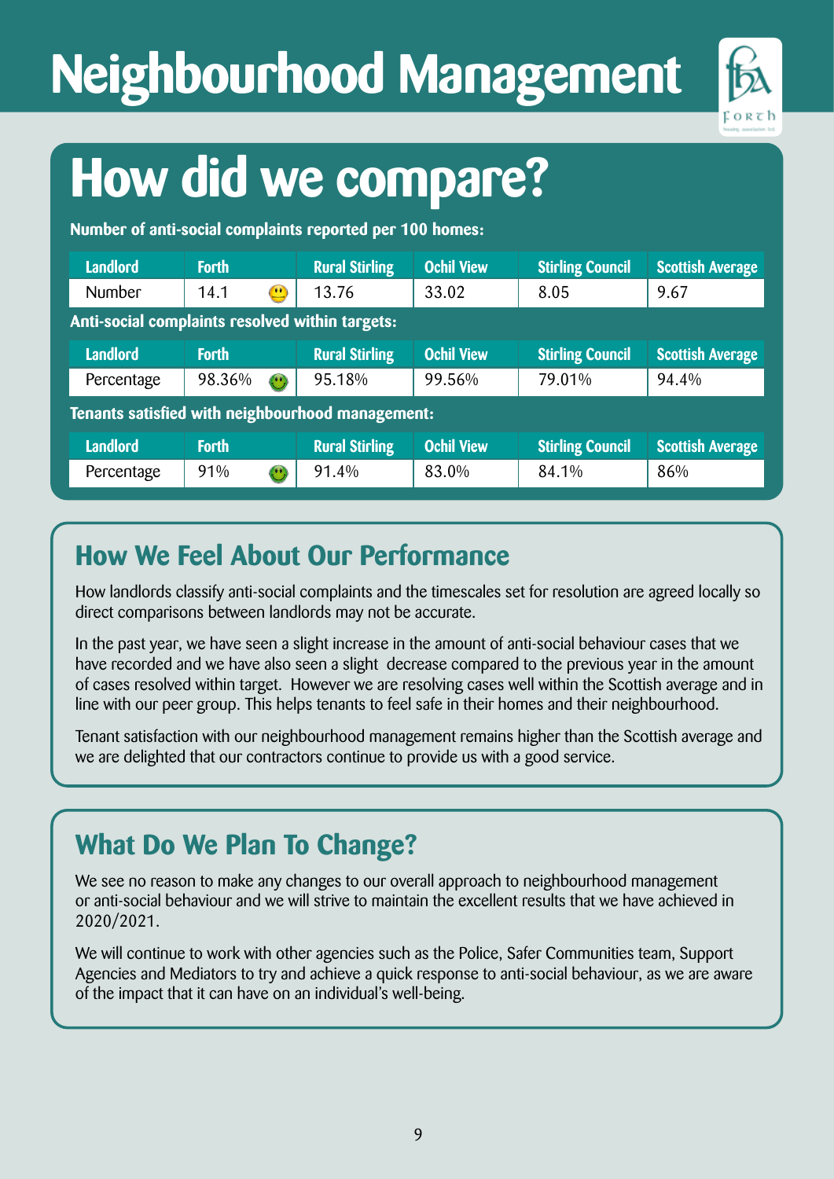# Neighbourhood Management

## How did we compare?

**Number of anti-social complaints reported per 100 homes:**

| Landlord | Forth | Rural Stirling | Ochil View | Stirling Council | Scottish Average |
|---|---|---|---|---|---|
| Number | 14.1 | 13.76 | 33.02 | 8.05 | 9.67 |

**Anti-social complaints resolved within targets:**

| Landlord | Forth | Rural Stirling | Ochil View | Stirling Council | Scottish Average |
|---|---|---|---|---|---|
| Percentage | 98.36% | 95.18% | 99.56% | 79.01% | 94.4% |

**Tenants satisfied with neighbourhood management:**

| Landlord | Forth | Rural Stirling | Ochil View | Stirling Council | Scottish Average |
|---|---|---|---|---|---|
| Percentage | 91% | 91.4% | 83.0% | 84.1% | 86% |

## How We Feel About Our Performance

How landlords classify anti-social complaints and the timescales set for resolution are agreed locally so direct comparisons between landlords may not be accurate.

In the past year, we have seen a slight increase in the amount of anti-social behaviour cases that we have recorded and we have also seen a slight decrease compared to the previous year in the amount of cases resolved within target. However we are resolving cases well within the Scottish average and in line with our peer group. This helps tenants to feel safe in their homes and their neighbourhood.

Tenant satisfaction with our neighbourhood management remains higher than the Scottish average and we are delighted that our contractors continue to provide us with a good service.

## What Do We Plan To Change?

We see no reason to make any changes to our overall approach to neighbourhood management or anti-social behaviour and we will strive to maintain the excellent results that we have achieved in 2020/2021.

We will continue to work with other agencies such as the Police, Safer Communities team, Support Agencies and Mediators to try and achieve a quick response to anti-social behaviour, as we are aware of the impact that it can have on an individual's well-being.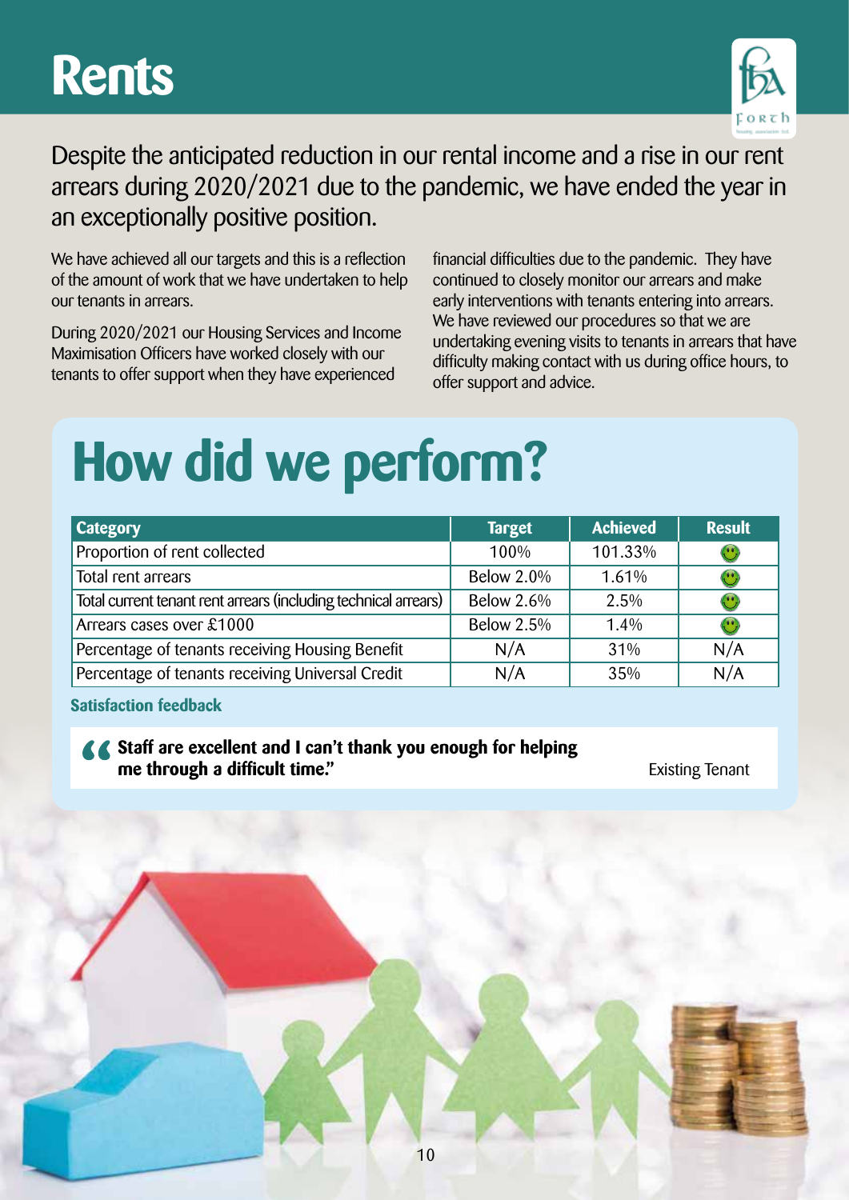# Rents

Despite the anticipated reduction in our rental income and a rise in our rent arrears during 2020/2021 due to the pandemic, we have ended the year in an exceptionally positive position.

We have achieved all our targets and this is a reflection of the amount of work that we have undertaken to help our tenants in arrears.

During 2020/2021 our Housing Services and Income Maximisation Officers have worked closely with our tenants to offer support when they have experienced financial difficulties due to the pandemic. They have continued to closely monitor our arrears and make early interventions with tenants entering into arrears. We have reviewed our procedures so that we are undertaking evening visits to tenants in arrears that have difficulty making contact with us during office hours, to offer support and advice.

## How did we perform?

| Category | Target | Achieved | Result |
|---|---|---|---|
| Proportion of rent collected | 100% | 101.33% | ☺ |
| Total rent arrears | Below 2.0% | 1.61% | ☺ |
| Total current tenant rent arrears (including technical arrears) | Below 2.6% | 2.5% | ☺ |
| Arrears cases over £1000 | Below 2.5% | 1.4% | ☺ |
| Percentage of tenants receiving Housing Benefit | N/A | 31% | N/A |
| Percentage of tenants receiving Universal Credit | N/A | 35% | N/A |

**Satisfaction feedback**

> **"Staff are excellent and I can't thank you enough for helping me through a difficult time."**
>
> Existing Tenant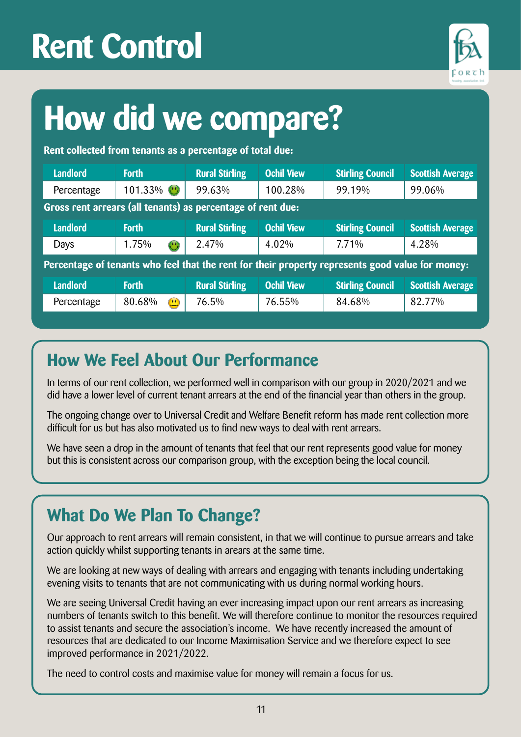# Rent Control

## How did we compare?

**Rent collected from tenants as a percentage of total due:**

| Landlord | Forth | Rural Stirling | Ochil View | Stirling Council | Scottish Average |
|---|---|---|---|---|---|
| Percentage | 101.33% | 99.63% | 100.28% | 99.19% | 99.06% |

**Gross rent arrears (all tenants) as percentage of rent due:**

| Landlord | Forth | Rural Stirling | Ochil View | Stirling Council | Scottish Average |
|---|---|---|---|---|---|
| Days | 1.75% | 2.47% | 4.02% | 7.71% | 4.28% |

**Percentage of tenants who feel that the rent for their property represents good value for money:**

| Landlord | Forth | Rural Stirling | Ochil View | Stirling Council | Scottish Average |
|---|---|---|---|---|---|
| Percentage | 80.68% | 76.5% | 76.55% | 84.68% | 82.77% |

## How We Feel About Our Performance

In terms of our rent collection, we performed well in comparison with our group in 2020/2021 and we did have a lower level of current tenant arrears at the end of the financial year than others in the group.

The ongoing change over to Universal Credit and Welfare Benefit reform has made rent collection more difficult for us but has also motivated us to find new ways to deal with rent arrears.

We have seen a drop in the amount of tenants that feel that our rent represents good value for money but this is consistent across our comparison group, with the exception being the local council.

## What Do We Plan To Change?

Our approach to rent arrears will remain consistent, in that we will continue to pursue arrears and take action quickly whilst supporting tenants in arears at the same time.

We are looking at new ways of dealing with arrears and engaging with tenants including undertaking evening visits to tenants that are not communicating with us during normal working hours.

We are seeing Universal Credit having an ever increasing impact upon our rent arrears as increasing numbers of tenants switch to this benefit. We will therefore continue to monitor the resources required to assist tenants and secure the association's income. We have recently increased the amount of resources that are dedicated to our Income Maximisation Service and we therefore expect to see improved performance in 2021/2022.

The need to control costs and maximise value for money will remain a focus for us.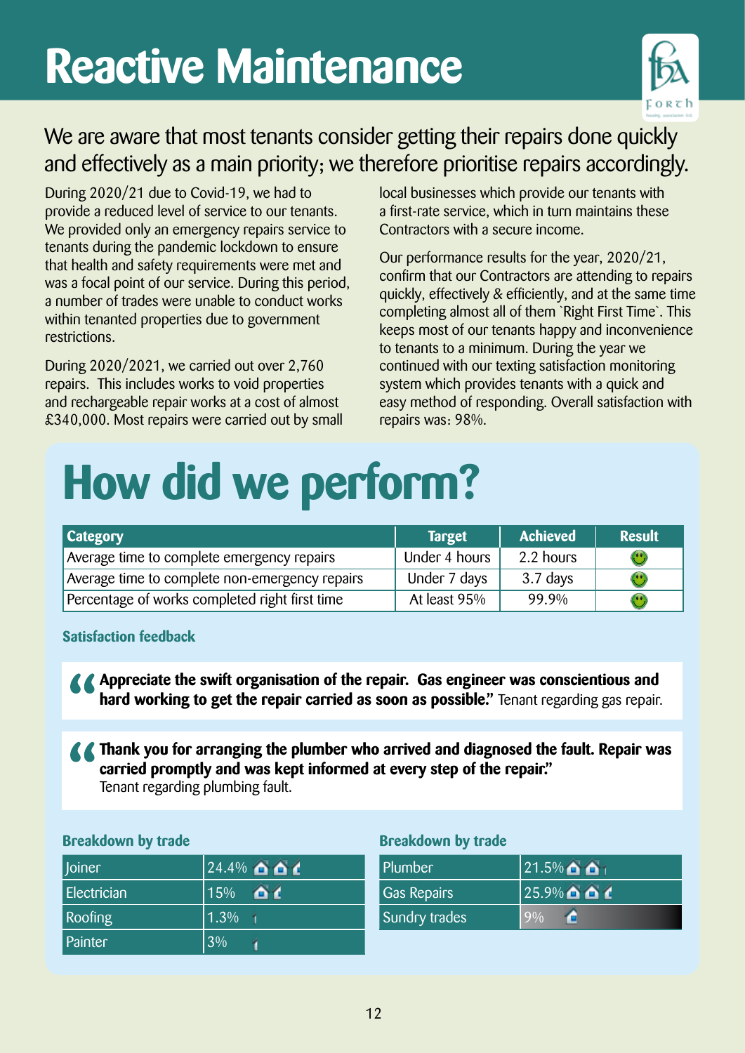# Reactive Maintenance

## We are aware that most tenants consider getting their repairs done quickly and effectively as a main priority; we therefore prioritise repairs accordingly.

During 2020/21 due to Covid-19, we had to provide a reduced level of service to our tenants. We provided only an emergency repairs service to tenants during the pandemic lockdown to ensure that health and safety requirements were met and was a focal point of our service. During this period, a number of trades were unable to conduct works within tenanted properties due to government restrictions.

During 2020/2021, we carried out over 2,760 repairs. This includes works to void properties and rechargeable repair works at a cost of almost £340,000. Most repairs were carried out by small local businesses which provide our tenants with a first-rate service, which in turn maintains these Contractors with a secure income.

Our performance results for the year, 2020/21, confirm that our Contractors are attending to repairs quickly, effectively & efficiently, and at the same time completing almost all of them `Right First Time`. This keeps most of our tenants happy and inconvenience to tenants to a minimum. During the year we continued with our texting satisfaction monitoring system which provides tenants with a quick and easy method of responding. Overall satisfaction with repairs was: 98%.

# How did we perform?

| Category | Target | Achieved | Result |
|---|---|---|---|
| Average time to complete emergency repairs | Under 4 hours | 2.2 hours | ☺ |
| Average time to complete non-emergency repairs | Under 7 days | 3.7 days | ☺ |
| Percentage of works completed right first time | At least 95% | 99.9% | ☺ |

### Satisfaction feedback

> **"Appreciate the swift organisation of the repair. Gas engineer was conscientious and hard working to get the repair carried as soon as possible."** Tenant regarding gas repair.

> **"Thank you for arranging the plumber who arrived and diagnosed the fault. Repair was carried promptly and was kept informed at every step of the repair."** Tenant regarding plumbing fault.

### Breakdown by trade

| Trade | Percentage |
|---|---|
| Joiner | 24.4% |
| Electrician | 15% |
| Roofing | 1.3% |
| Painter | 3% |

### Breakdown by trade

| Trade | Percentage |
|---|---|
| Plumber | 21.5% |
| Gas Repairs | 25.9% |
| Sundry trades | 9% |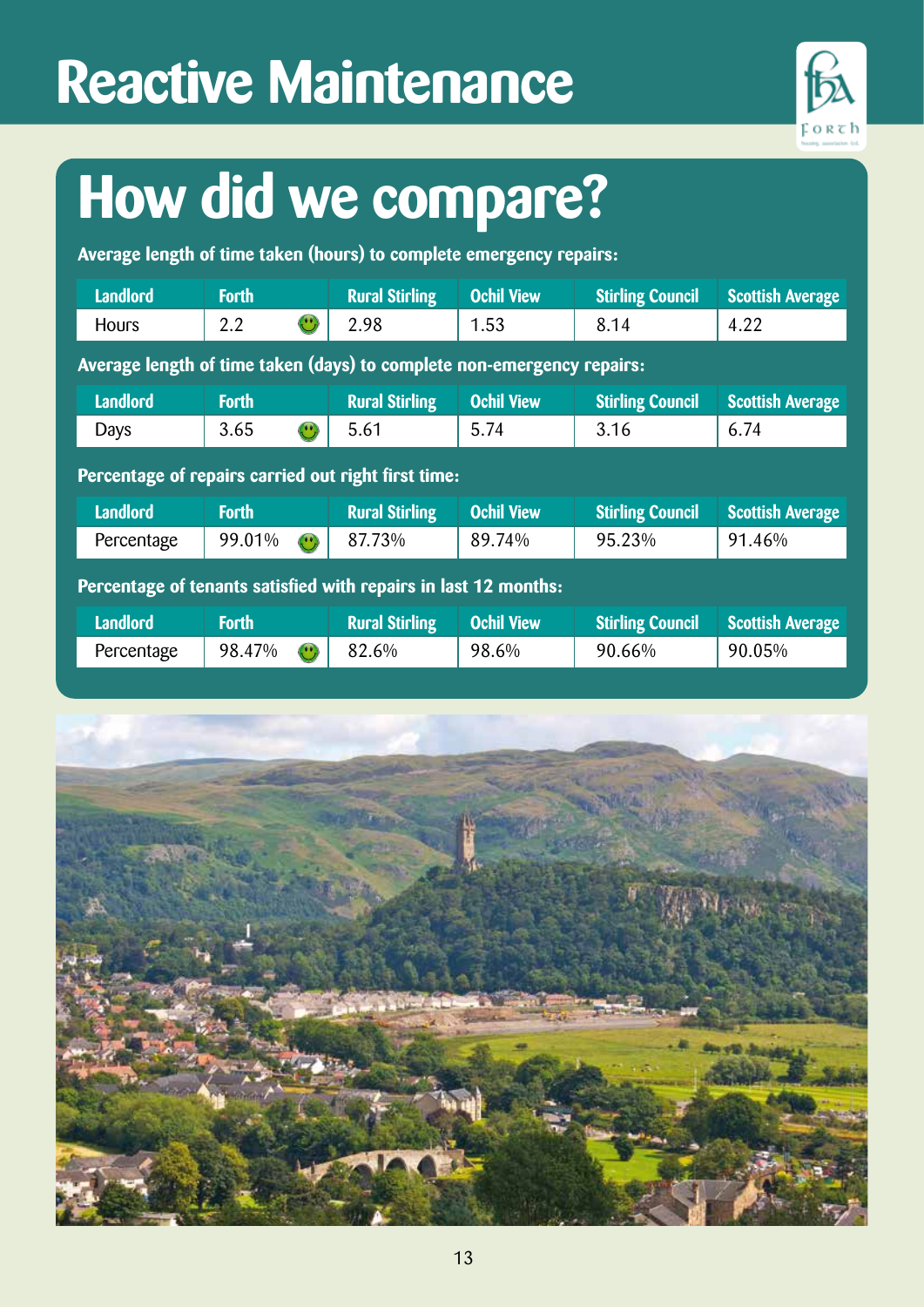# Reactive Maintenance

## How did we compare?

**Average length of time taken (hours) to complete emergency repairs:**

| Landlord | Forth | Rural Stirling | Ochil View | Stirling Council | Scottish Average |
|---|---|---|---|---|---|
| Hours | 2.2 | 2.98 | 1.53 | 8.14 | 4.22 |

**Average length of time taken (days) to complete non-emergency repairs:**

| Landlord | Forth | Rural Stirling | Ochil View | Stirling Council | Scottish Average |
|---|---|---|---|---|---|
| Days | 3.65 | 5.61 | 5.74 | 3.16 | 6.74 |

**Percentage of repairs carried out right first time:**

| Landlord | Forth | Rural Stirling | Ochil View | Stirling Council | Scottish Average |
|---|---|---|---|---|---|
| Percentage | 99.01% | 87.73% | 89.74% | 95.23% | 91.46% |

**Percentage of tenants satisfied with repairs in last 12 months:**

| Landlord | Forth | Rural Stirling | Ochil View | Stirling Council | Scottish Average |
|---|---|---|---|---|---|
| Percentage | 98.47% | 82.6% | 98.6% | 90.66% | 90.05% |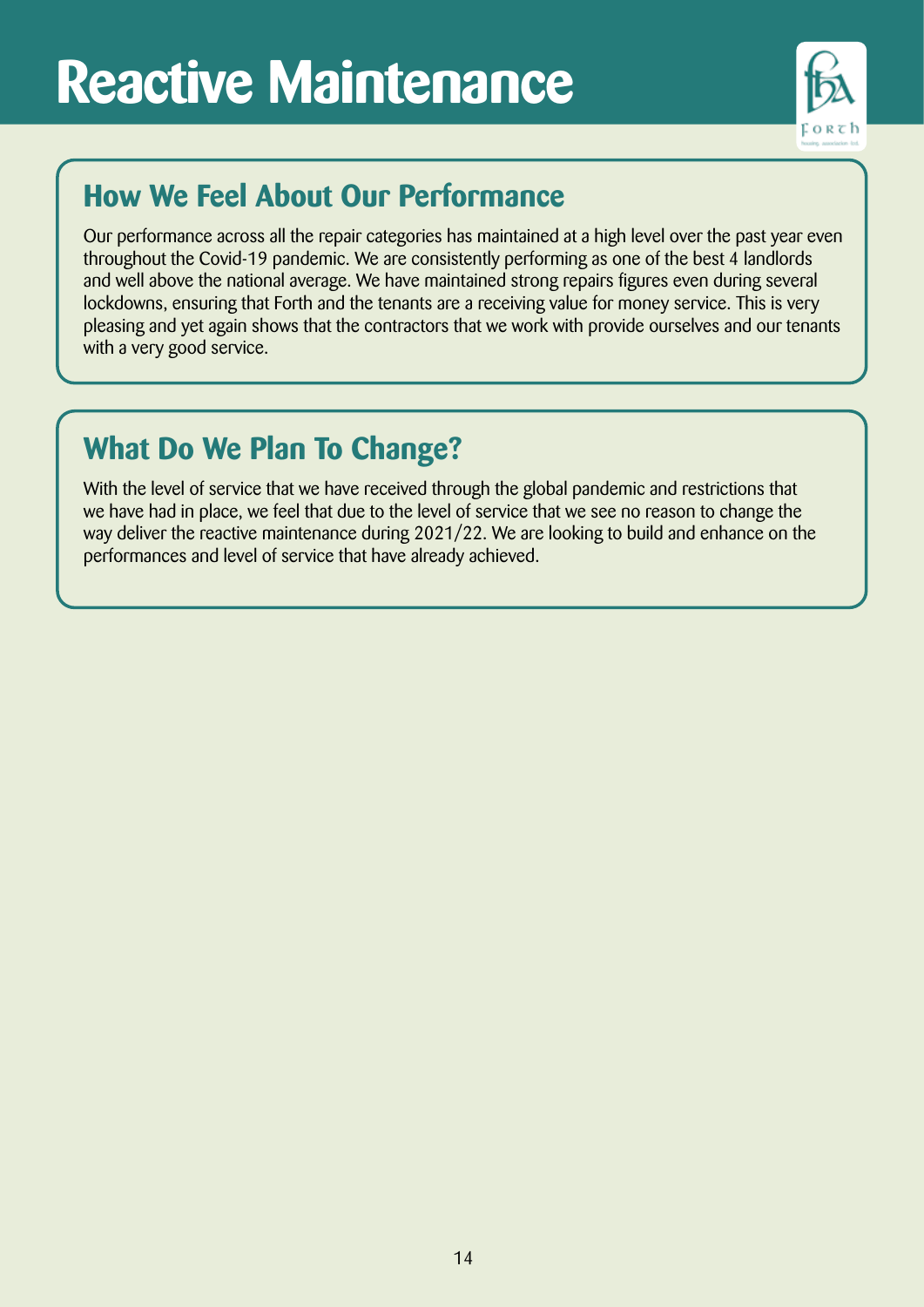# Reactive Maintenance

## How We Feel About Our Performance

Our performance across all the repair categories has maintained at a high level over the past year even throughout the Covid-19 pandemic. We are consistently performing as one of the best 4 landlords and well above the national average. We have maintained strong repairs figures even during several lockdowns, ensuring that Forth and the tenants are a receiving value for money service. This is very pleasing and yet again shows that the contractors that we work with provide ourselves and our tenants with a very good service.

## What Do We Plan To Change?

With the level of service that we have received through the global pandemic and restrictions that we have had in place, we feel that due to the level of service that we see no reason to change the way deliver the reactive maintenance during 2021/22. We are looking to build and enhance on the performances and level of service that have already achieved.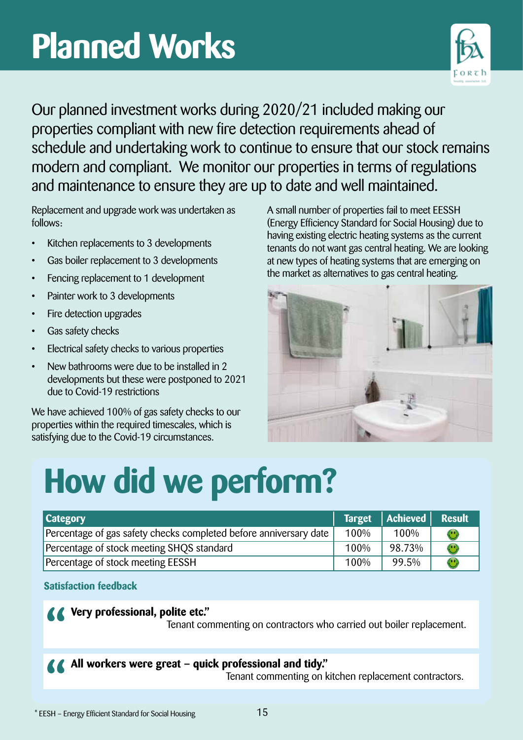# Planned Works

Our planned investment works during 2020/21 included making our properties compliant with new fire detection requirements ahead of schedule and undertaking work to continue to ensure that our stock remains modern and compliant. We monitor our properties in terms of regulations and maintenance to ensure they are up to date and well maintained.

Replacement and upgrade work was undertaken as follows:

- Kitchen replacements to 3 developments
- Gas boiler replacement to 3 developments
- Fencing replacement to 1 development
- Painter work to 3 developments
- Fire detection upgrades
- Gas safety checks
- Electrical safety checks to various properties
- New bathrooms were due to be installed in 2 developments but these were postponed to 2021 due to Covid-19 restrictions

We have achieved 100% of gas safety checks to our properties within the required timescales, which is satisfying due to the Covid-19 circumstances.

A small number of properties fail to meet EESSH (Energy Efficiency Standard for Social Housing) due to having existing electric heating systems as the current tenants do not want gas central heating. We are looking at new types of heating systems that are emerging on the market as alternatives to gas central heating.

## How did we perform?

| Category | Target | Achieved | Result |
|---|---|---|---|
| Percentage of gas safety checks completed before anniversary date | 100% | 100% | ☺ |
| Percentage of stock meeting SHQS standard | 100% | 98.73% | ☺ |
| Percentage of stock meeting EESSH | 100% | 99.5% | ☺ |

### Satisfaction feedback

> **"Very professional, polite etc."**
> Tenant commenting on contractors who carried out boiler replacement.

> **"All workers were great – quick professional and tidy."**
> Tenant commenting on kitchen replacement contractors.

* EESH – Energy Efficient Standard for Social Housing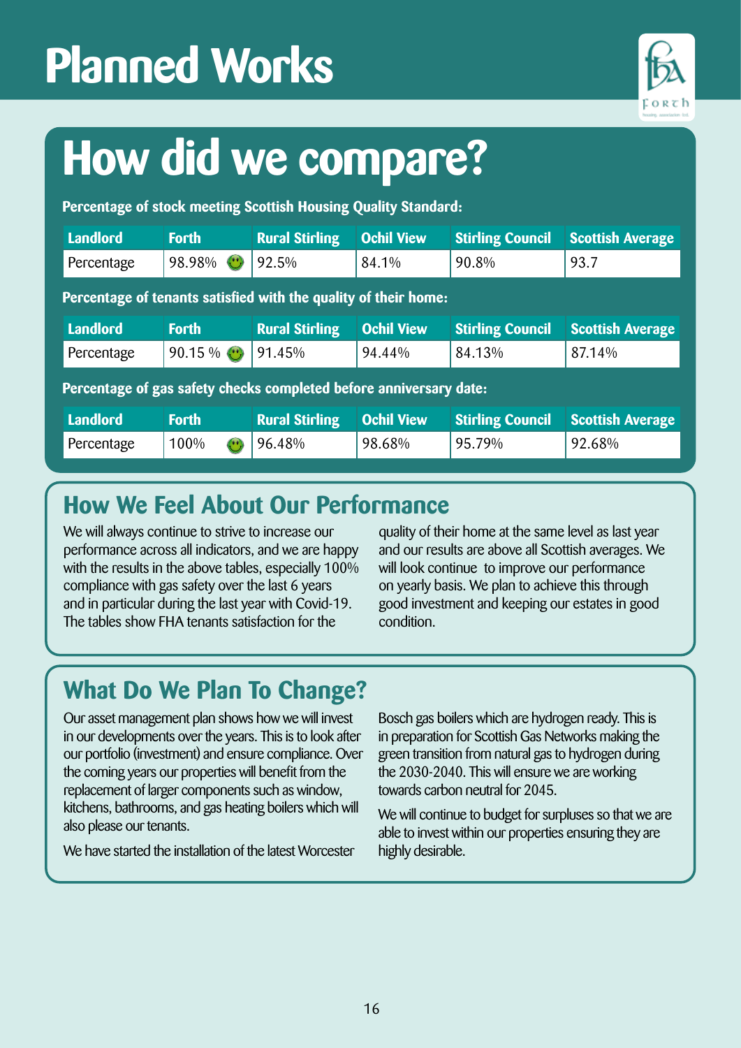# Planned Works

## How did we compare?

**Percentage of stock meeting Scottish Housing Quality Standard:**

| Landlord | Forth | Rural Stirling | Ochil View | Stirling Council | Scottish Average |
|---|---|---|---|---|---|
| Percentage | 98.98% | 92.5% | 84.1% | 90.8% | 93.7 |

**Percentage of tenants satisfied with the quality of their home:**

| Landlord | Forth | Rural Stirling | Ochil View | Stirling Council | Scottish Average |
|---|---|---|---|---|---|
| Percentage | 90.15 % | 91.45% | 94.44% | 84.13% | 87.14% |

**Percentage of gas safety checks completed before anniversary date:**

| Landlord | Forth | Rural Stirling | Ochil View | Stirling Council | Scottish Average |
|---|---|---|---|---|---|
| Percentage | 100% | 96.48% | 98.68% | 95.79% | 92.68% |

### How We Feel About Our Performance

We will always continue to strive to increase our performance across all indicators, and we are happy with the results in the above tables, especially 100% compliance with gas safety over the last 6 years and in particular during the last year with Covid-19. The tables show FHA tenants satisfaction for the quality of their home at the same level as last year and our results are above all Scottish averages. We will look continue to improve our performance on yearly basis. We plan to achieve this through good investment and keeping our estates in good condition.

### What Do We Plan To Change?

Our asset management plan shows how we will invest in our developments over the years. This is to look after our portfolio (investment) and ensure compliance. Over the coming years our properties will benefit from the replacement of larger components such as window, kitchens, bathrooms, and gas heating boilers which will also please our tenants.

We have started the installation of the latest Worcester Bosch gas boilers which are hydrogen ready. This is in preparation for Scottish Gas Networks making the green transition from natural gas to hydrogen during the 2030-2040. This will ensure we are working towards carbon neutral for 2045.

We will continue to budget for surpluses so that we are able to invest within our properties ensuring they are highly desirable.